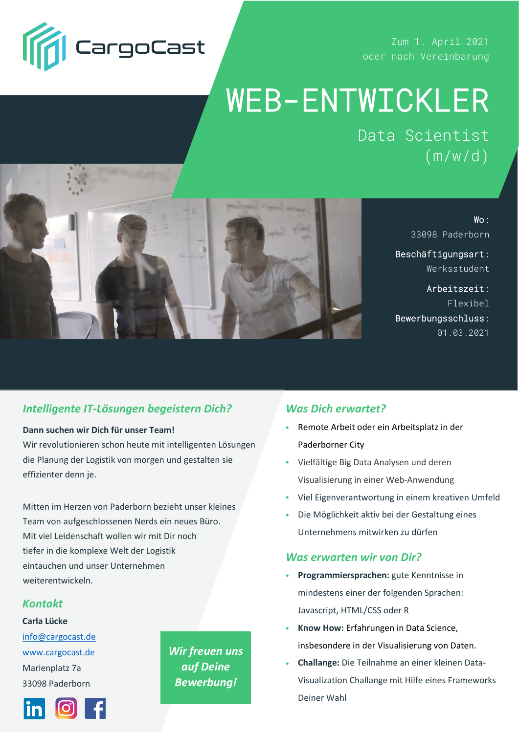CargoCast

Zum 1. April 2021
oder nach Vereinbarung

# WEB-ENTWICKLER

## Data Scientist (m/w/d)

**Wo:**
33098 Paderborn

**Beschäftigungsart:**
Werksstudent

**Arbeitszeit:**
Flexibel

**Bewerbungsschluss:**
01.03.2021

### *Intelligente IT-Lösungen begeistern Dich?*

**Dann suchen wir Dich für unser Team!**
Wir revolutionieren schon heute mit intelligenten Lösungen die Planung der Logistik von morgen und gestalten sie effizienter denn je.

Mitten im Herzen von Paderborn bezieht unser kleines Team von aufgeschlossenen Nerds ein neues Büro. Mit viel Leidenschaft wollen wir mit Dir noch tiefer in die komplexe Welt der Logistik eintauchen und unser Unternehmen weiterentwickeln.

### *Kontakt*

**Carla Lücke**
info@cargocast.de
www.cargocast.de
Marienplatz 7a
33098 Paderborn

***Wir freuen uns auf Deine Bewerbung!***

### *Was Dich erwartet?*

- Remote Arbeit oder ein Arbeitsplatz in der Paderborner City
- Vielfältige Big Data Analysen und deren Visualisierung in einer Web-Anwendung
- Viel Eigenverantwortung in einem kreativen Umfeld
- Die Möglichkeit aktiv bei der Gestaltung eines Unternehmens mitwirken zu dürfen

### *Was erwarten wir von Dir?*

- **Programmiersprachen:** gute Kenntnisse in mindestens einer der folgenden Sprachen: Javascript, HTML/CSS oder R
- **Know How:** Erfahrungen in Data Science, insbesondere in der Visualisierung von Daten.
- **Challange:** Die Teilnahme an einer kleinen Data-Visualization Challange mit Hilfe eines Frameworks Deiner Wahl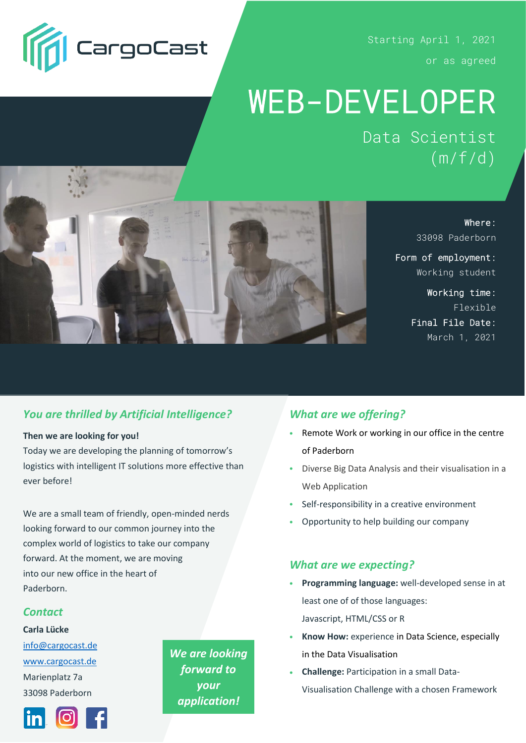CargoCast

Starting April 1, 2021

or as agreed

# WEB-DEVELOPER

## Data Scientist (m/f/d)

**Where:** 33098 Paderborn

**Form of employment:** Working student

**Working time:** Flexible

**Final File Date:** March 1, 2021

### *You are thrilled by Artificial Intelligence?*

**Then we are looking for you!**
Today we are developing the planning of tomorrow's logistics with intelligent IT solutions more effective than ever before!

We are a small team of friendly, open-minded nerds looking forward to our common journey into the complex world of logistics to take our company forward. At the moment, we are moving into our new office in the heart of Paderborn.

### *Contact*

**Carla Lücke**
info@cargocast.de
www.cargocast.de
Marienplatz 7a
33098 Paderborn

***We are looking forward to your application!***

### *What are we offering?*

- Remote Work or working in our office in the centre of Paderborn
- Diverse Big Data Analysis and their visualisation in a Web Application
- Self-responsibility in a creative environment
- Opportunity to help building our company

### *What are we expecting?*

- **Programming language:** well-developed sense in at least one of of those languages: Javascript, HTML/CSS or R
- **Know How:** experience in Data Science, especially in the Data Visualisation
- **Challenge:** Participation in a small Data-Visualisation Challenge with a chosen Framework